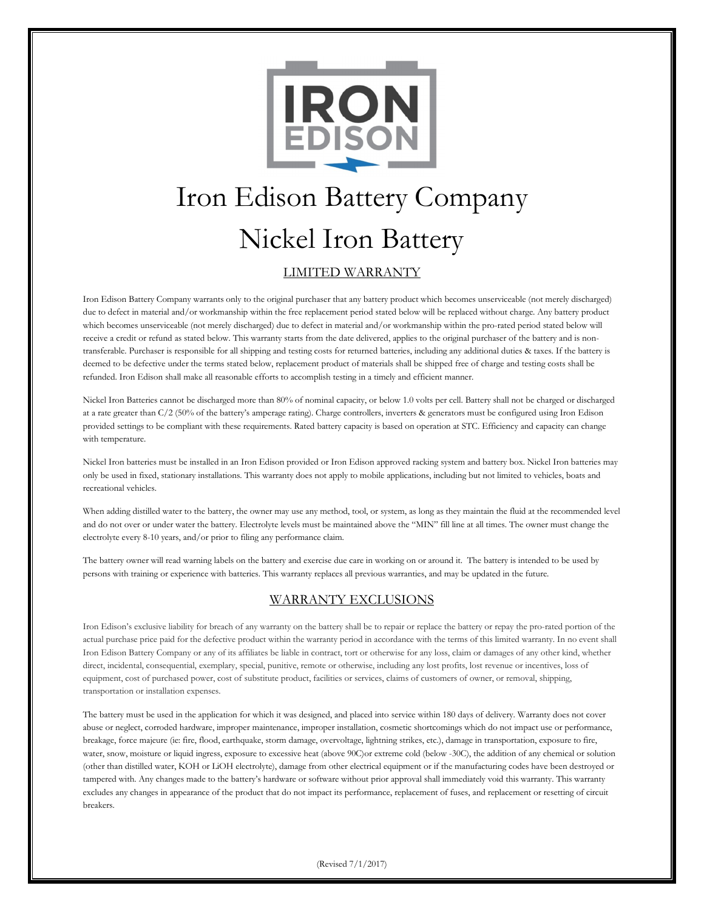# Iron Edison Battery Company

# Nickel Iron Battery

## LIMITED WARRANTY

Iron Edison Battery Company warrants only to the original purchaser that any battery product which becomes unserviceable (not merely discharged) due to defect in material and/or workmanship within the free replacement period stated below will be replaced without charge. Any battery product which becomes unserviceable (not merely discharged) due to defect in material and/or workmanship within the pro-rated period stated below will receive a credit or refund as stated below. This warranty starts from the date delivered, applies to the original purchaser of the battery and is non-transferable. Purchaser is responsible for all shipping and testing costs for returned batteries, including any additional duties & taxes. If the battery is deemed to be defective under the terms stated below, replacement product of materials shall be shipped free of charge and testing costs shall be refunded. Iron Edison shall make all reasonable efforts to accomplish testing in a timely and efficient manner.

Nickel Iron Batteries cannot be discharged more than 80% of nominal capacity, or below 1.0 volts per cell. Battery shall not be charged or discharged at a rate greater than C/2 (50% of the battery's amperage rating). Charge controllers, inverters & generators must be configured using Iron Edison provided settings to be compliant with these requirements. Rated battery capacity is based on operation at STC. Efficiency and capacity can change with temperature.

Nickel Iron batteries must be installed in an Iron Edison provided or Iron Edison approved racking system and battery box. Nickel Iron batteries may only be used in fixed, stationary installations. This warranty does not apply to mobile applications, including but not limited to vehicles, boats and recreational vehicles.

When adding distilled water to the battery, the owner may use any method, tool, or system, as long as they maintain the fluid at the recommended level and do not over or under water the battery. Electrolyte levels must be maintained above the "MIN" fill line at all times. The owner must change the electrolyte every 8-10 years, and/or prior to filing any performance claim.

The battery owner will read warning labels on the battery and exercise due care in working on or around it. The battery is intended to be used by persons with training or experience with batteries. This warranty replaces all previous warranties, and may be updated in the future.

## WARRANTY EXCLUSIONS

Iron Edison's exclusive liability for breach of any warranty on the battery shall be to repair or replace the battery or repay the pro-rated portion of the actual purchase price paid for the defective product within the warranty period in accordance with the terms of this limited warranty. In no event shall Iron Edison Battery Company or any of its affiliates be liable in contract, tort or otherwise for any loss, claim or damages of any other kind, whether direct, incidental, consequential, exemplary, special, punitive, remote or otherwise, including any lost profits, lost revenue or incentives, loss of equipment, cost of purchased power, cost of substitute product, facilities or services, claims of customers of owner, or removal, shipping, transportation or installation expenses.

The battery must be used in the application for which it was designed, and placed into service within 180 days of delivery. Warranty does not cover abuse or neglect, corroded hardware, improper maintenance, improper installation, cosmetic shortcomings which do not impact use or performance, breakage, force majeure (ie: fire, flood, earthquake, storm damage, overvoltage, lightning strikes, etc.), damage in transportation, exposure to fire, water, snow, moisture or liquid ingress, exposure to excessive heat (above 90C)or extreme cold (below -30C), the addition of any chemical or solution (other than distilled water, KOH or LiOH electrolyte), damage from other electrical equipment or if the manufacturing codes have been destroyed or tampered with. Any changes made to the battery's hardware or software without prior approval shall immediately void this warranty. This warranty excludes any changes in appearance of the product that do not impact its performance, replacement of fuses, and replacement or resetting of circuit breakers.

(Revised 7/1/2017)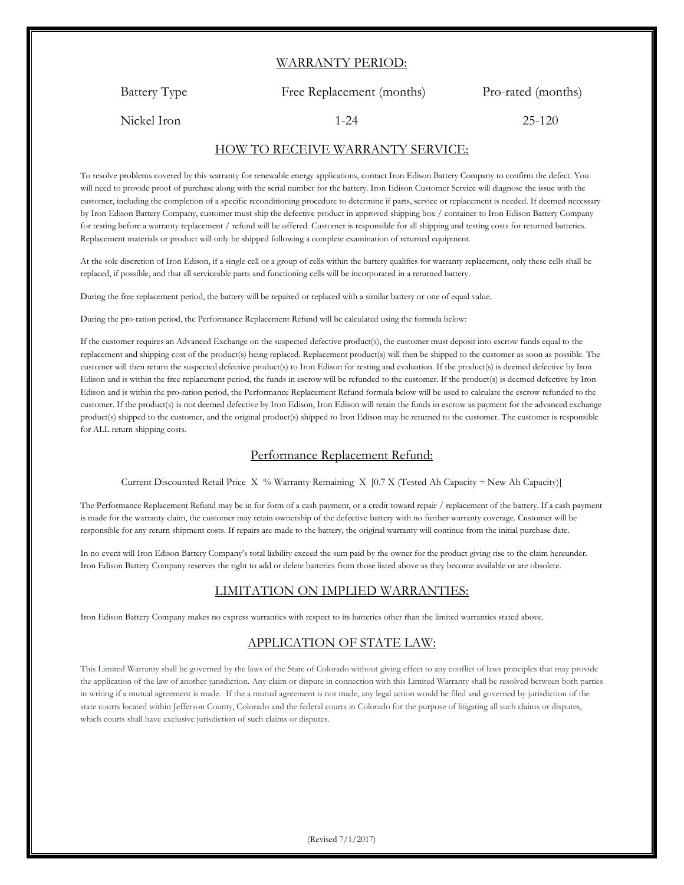## WARRANTY PERIOD:

| Battery Type | Free Replacement (months) | Pro-rated (months) |
|---|---|---|
| Nickel Iron | 1-24 | 25-120 |

## HOW TO RECEIVE WARRANTY SERVICE:

To resolve problems covered by this warranty for renewable energy applications, contact Iron Edison Battery Company to confirm the defect. You will need to provide proof of purchase along with the serial number for the battery. Iron Edison Customer Service will diagnose the issue with the customer, including the completion of a specific reconditioning procedure to determine if parts, service or replacement is needed. If deemed necessary by Iron Edison Battery Company, customer must ship the defective product in approved shipping box / container to Iron Edison Battery Company for testing before a warranty replacement / refund will be offered. Customer is responsible for all shipping and testing costs for returned batteries. Replacement materials or product will only be shipped following a complete examination of returned equipment.

At the sole discretion of Iron Edison, if a single cell or a group of cells within the battery qualifies for warranty replacement, only these cells shall be replaced, if possible, and that all serviceable parts and functioning cells will be incorporated in a returned battery.

During the free replacement period, the battery will be repaired or replaced with a similar battery or one of equal value.

During the pro-ration period, the Performance Replacement Refund will be calculated using the formula below:

If the customer requires an Advanced Exchange on the suspected defective product(s), the customer must deposit into escrow funds equal to the replacement and shipping cost of the product(s) being replaced. Replacement product(s) will then be shipped to the customer as soon as possible. The customer will then return the suspected defective product(s) to Iron Edison for testing and evaluation. If the product(s) is deemed defective by Iron Edison and is within the free replacement period, the funds in escrow will be refunded to the customer. If the product(s) is deemed defective by Iron Edison and is within the pro-ration period, the Performance Replacement Refund formula below will be used to calculate the escrow refunded to the customer. If the product(s) is not deemed defective by Iron Edison, Iron Edison will retain the funds in escrow as payment for the advanced exchange product(s) shipped to the customer, and the original product(s) shipped to Iron Edison may be returned to the customer. The customer is responsible for ALL return shipping costs.

## Performance Replacement Refund:

Current Discounted Retail Price X % Warranty Remaining X [0.7 X (Tested Ah Capacity ÷ New Ah Capacity)]

The Performance Replacement Refund may be in for form of a cash payment, or a credit toward repair / replacement of the battery. If a cash payment is made for the warranty claim, the customer may retain ownership of the defective battery with no further warranty coverage. Customer will be responsible for any return shipment costs. If repairs are made to the battery, the original warranty will continue from the initial purchase date.

In no event will Iron Edison Battery Company's total liability exceed the sum paid by the owner for the product giving rise to the claim hereunder. Iron Edison Battery Company reserves the right to add or delete batteries from those listed above as they become available or are obsolete.

## LIMITATION ON IMPLIED WARRANTIES:

Iron Edison Battery Company makes no express warranties with respect to its batteries other than the limited warranties stated above.

## APPLICATION OF STATE LAW:

This Limited Warranty shall be governed by the laws of the State of Colorado without giving effect to any conflict of laws principles that may provide the application of the law of another jurisdiction. Any claim or dispute in connection with this Limited Warranty shall be resolved between both parties in writing if a mutual agreement is made. If the a mutual agreement is not made, any legal action would be filed and governed by jurisdiction of the state courts located within Jefferson County, Colorado and the federal courts in Colorado for the purpose of litigating all such claims or disputes, which courts shall have exclusive jurisdiction of such claims or disputes.

(Revised 7/1/2017)